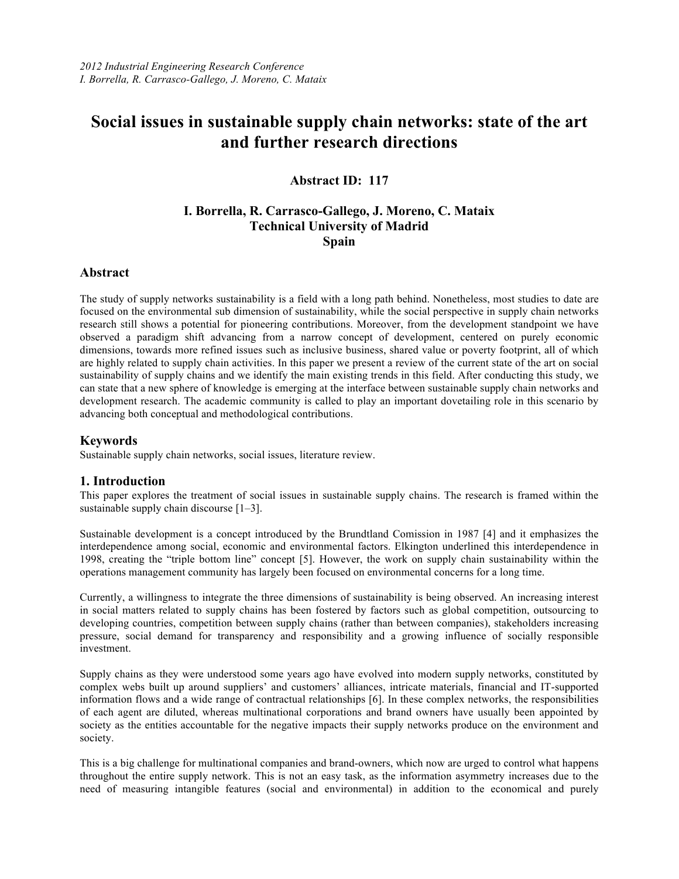*2012 Industrial Engineering Research Conference*
*I. Borrella, R. Carrasco-Gallego, J. Moreno, C. Mataix*

# Social issues in sustainable supply chain networks: state of the art and further research directions

**Abstract ID: 117**

**I. Borrella, R. Carrasco-Gallego, J. Moreno, C. Mataix**
**Technical University of Madrid**
**Spain**

## Abstract

The study of supply networks sustainability is a field with a long path behind. Nonetheless, most studies to date are focused on the environmental sub dimension of sustainability, while the social perspective in supply chain networks research still shows a potential for pioneering contributions. Moreover, from the development standpoint we have observed a paradigm shift advancing from a narrow concept of development, centered on purely economic dimensions, towards more refined issues such as inclusive business, shared value or poverty footprint, all of which are highly related to supply chain activities. In this paper we present a review of the current state of the art on social sustainability of supply chains and we identify the main existing trends in this field. After conducting this study, we can state that a new sphere of knowledge is emerging at the interface between sustainable supply chain networks and development research. The academic community is called to play an important dovetailing role in this scenario by advancing both conceptual and methodological contributions.

## Keywords

Sustainable supply chain networks, social issues, literature review.

## 1. Introduction

This paper explores the treatment of social issues in sustainable supply chains. The research is framed within the sustainable supply chain discourse [1–3].

Sustainable development is a concept introduced by the Brundtland Comission in 1987 [4] and it emphasizes the interdependence among social, economic and environmental factors. Elkington underlined this interdependence in 1998, creating the "triple bottom line" concept [5]. However, the work on supply chain sustainability within the operations management community has largely been focused on environmental concerns for a long time.

Currently, a willingness to integrate the three dimensions of sustainability is being observed. An increasing interest in social matters related to supply chains has been fostered by factors such as global competition, outsourcing to developing countries, competition between supply chains (rather than between companies), stakeholders increasing pressure, social demand for transparency and responsibility and a growing influence of socially responsible investment.

Supply chains as they were understood some years ago have evolved into modern supply networks, constituted by complex webs built up around suppliers' and customers' alliances, intricate materials, financial and IT-supported information flows and a wide range of contractual relationships [6]. In these complex networks, the responsibilities of each agent are diluted, whereas multinational corporations and brand owners have usually been appointed by society as the entities accountable for the negative impacts their supply networks produce on the environment and society.

This is a big challenge for multinational companies and brand-owners, which now are urged to control what happens throughout the entire supply network. This is not an easy task, as the information asymmetry increases due to the need of measuring intangible features (social and environmental) in addition to the economical and purely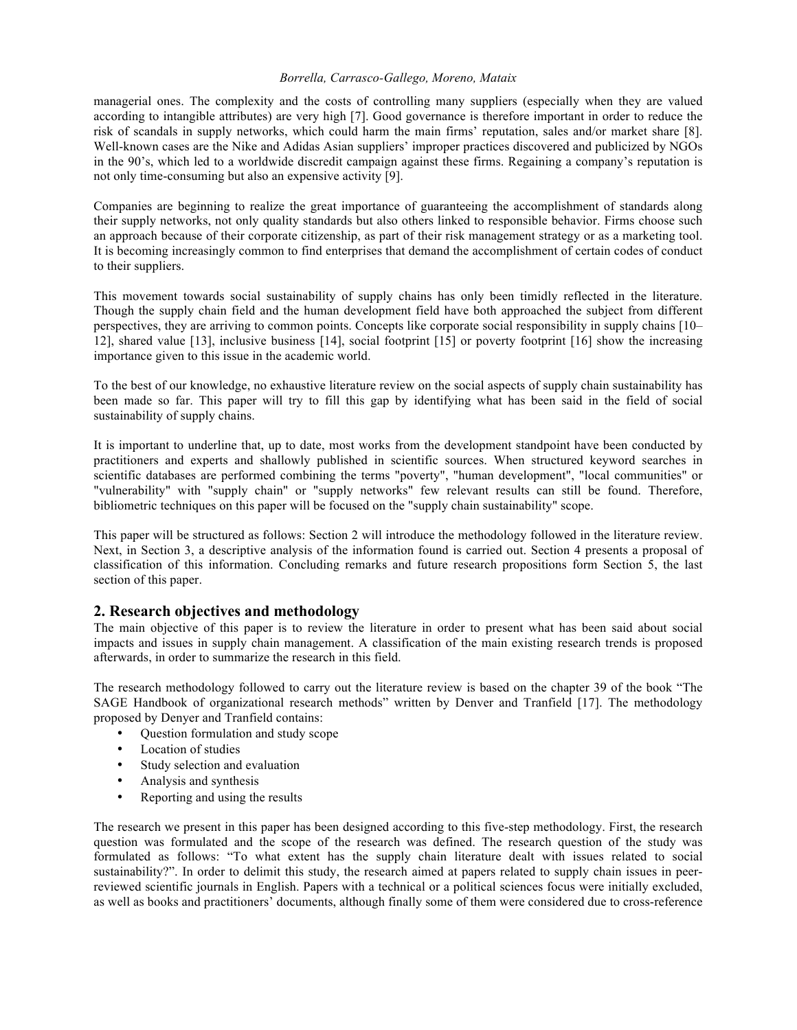managerial ones. The complexity and the costs of controlling many suppliers (especially when they are valued according to intangible attributes) are very high [7]. Good governance is therefore important in order to reduce the risk of scandals in supply networks, which could harm the main firms' reputation, sales and/or market share [8]. Well-known cases are the Nike and Adidas Asian suppliers' improper practices discovered and publicized by NGOs in the 90's, which led to a worldwide discredit campaign against these firms. Regaining a company's reputation is not only time-consuming but also an expensive activity [9].

Companies are beginning to realize the great importance of guaranteeing the accomplishment of standards along their supply networks, not only quality standards but also others linked to responsible behavior. Firms choose such an approach because of their corporate citizenship, as part of their risk management strategy or as a marketing tool. It is becoming increasingly common to find enterprises that demand the accomplishment of certain codes of conduct to their suppliers.

This movement towards social sustainability of supply chains has only been timidly reflected in the literature. Though the supply chain field and the human development field have both approached the subject from different perspectives, they are arriving to common points. Concepts like corporate social responsibility in supply chains [10–12], shared value [13], inclusive business [14], social footprint [15] or poverty footprint [16] show the increasing importance given to this issue in the academic world.

To the best of our knowledge, no exhaustive literature review on the social aspects of supply chain sustainability has been made so far. This paper will try to fill this gap by identifying what has been said in the field of social sustainability of supply chains.

It is important to underline that, up to date, most works from the development standpoint have been conducted by practitioners and experts and shallowly published in scientific sources. When structured keyword searches in scientific databases are performed combining the terms "poverty", "human development", "local communities" or "vulnerability" with "supply chain" or "supply networks" few relevant results can still be found. Therefore, bibliometric techniques on this paper will be focused on the "supply chain sustainability" scope.

This paper will be structured as follows: Section 2 will introduce the methodology followed in the literature review. Next, in Section 3, a descriptive analysis of the information found is carried out. Section 4 presents a proposal of classification of this information. Concluding remarks and future research propositions form Section 5, the last section of this paper.

## 2. Research objectives and methodology

The main objective of this paper is to review the literature in order to present what has been said about social impacts and issues in supply chain management. A classification of the main existing research trends is proposed afterwards, in order to summarize the research in this field.

The research methodology followed to carry out the literature review is based on the chapter 39 of the book "The SAGE Handbook of organizational research methods" written by Denver and Tranfield [17]. The methodology proposed by Denyer and Tranfield contains:

- Question formulation and study scope
- Location of studies
- Study selection and evaluation
- Analysis and synthesis
- Reporting and using the results

The research we present in this paper has been designed according to this five-step methodology. First, the research question was formulated and the scope of the research was defined. The research question of the study was formulated as follows: "To what extent has the supply chain literature dealt with issues related to social sustainability?". In order to delimit this study, the research aimed at papers related to supply chain issues in peer-reviewed scientific journals in English. Papers with a technical or a political sciences focus were initially excluded, as well as books and practitioners' documents, although finally some of them were considered due to cross-reference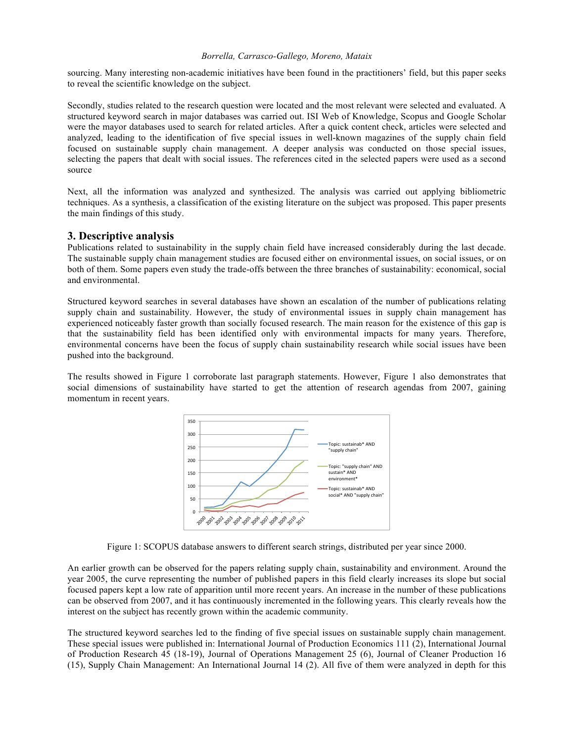sourcing. Many interesting non-academic initiatives have been found in the practitioners' field, but this paper seeks to reveal the scientific knowledge on the subject.

Secondly, studies related to the research question were located and the most relevant were selected and evaluated. A structured keyword search in major databases was carried out. ISI Web of Knowledge, Scopus and Google Scholar were the mayor databases used to search for related articles. After a quick content check, articles were selected and analyzed, leading to the identification of five special issues in well-known magazines of the supply chain field focused on sustainable supply chain management. A deeper analysis was conducted on those special issues, selecting the papers that dealt with social issues. The references cited in the selected papers were used as a second source

Next, all the information was analyzed and synthesized. The analysis was carried out applying bibliometric techniques. As a synthesis, a classification of the existing literature on the subject was proposed. This paper presents the main findings of this study.

## 3. Descriptive analysis

Publications related to sustainability in the supply chain field have increased considerably during the last decade. The sustainable supply chain management studies are focused either on environmental issues, on social issues, or on both of them. Some papers even study the trade-offs between the three branches of sustainability: economical, social and environmental.

Structured keyword searches in several databases have shown an escalation of the number of publications relating supply chain and sustainability. However, the study of environmental issues in supply chain management has experienced noticeably faster growth than socially focused research. The main reason for the existence of this gap is that the sustainability field has been identified only with environmental impacts for many years. Therefore, environmental concerns have been the focus of supply chain sustainability research while social issues have been pushed into the background.

The results showed in Figure 1 corroborate last paragraph statements. However, Figure 1 also demonstrates that social dimensions of sustainability have started to get the attention of research agendas from 2007, gaining momentum in recent years.

Figure 1: SCOPUS database answers to different search strings, distributed per year since 2000.

An earlier growth can be observed for the papers relating supply chain, sustainability and environment. Around the year 2005, the curve representing the number of published papers in this field clearly increases its slope but social focused papers kept a low rate of apparition until more recent years. An increase in the number of these publications can be observed from 2007, and it has continuously incremented in the following years. This clearly reveals how the interest on the subject has recently grown within the academic community.

The structured keyword searches led to the finding of five special issues on sustainable supply chain management. These special issues were published in: International Journal of Production Economics 111 (2), International Journal of Production Research 45 (18-19), Journal of Operations Management 25 (6), Journal of Cleaner Production 16 (15), Supply Chain Management: An International Journal 14 (2). All five of them were analyzed in depth for this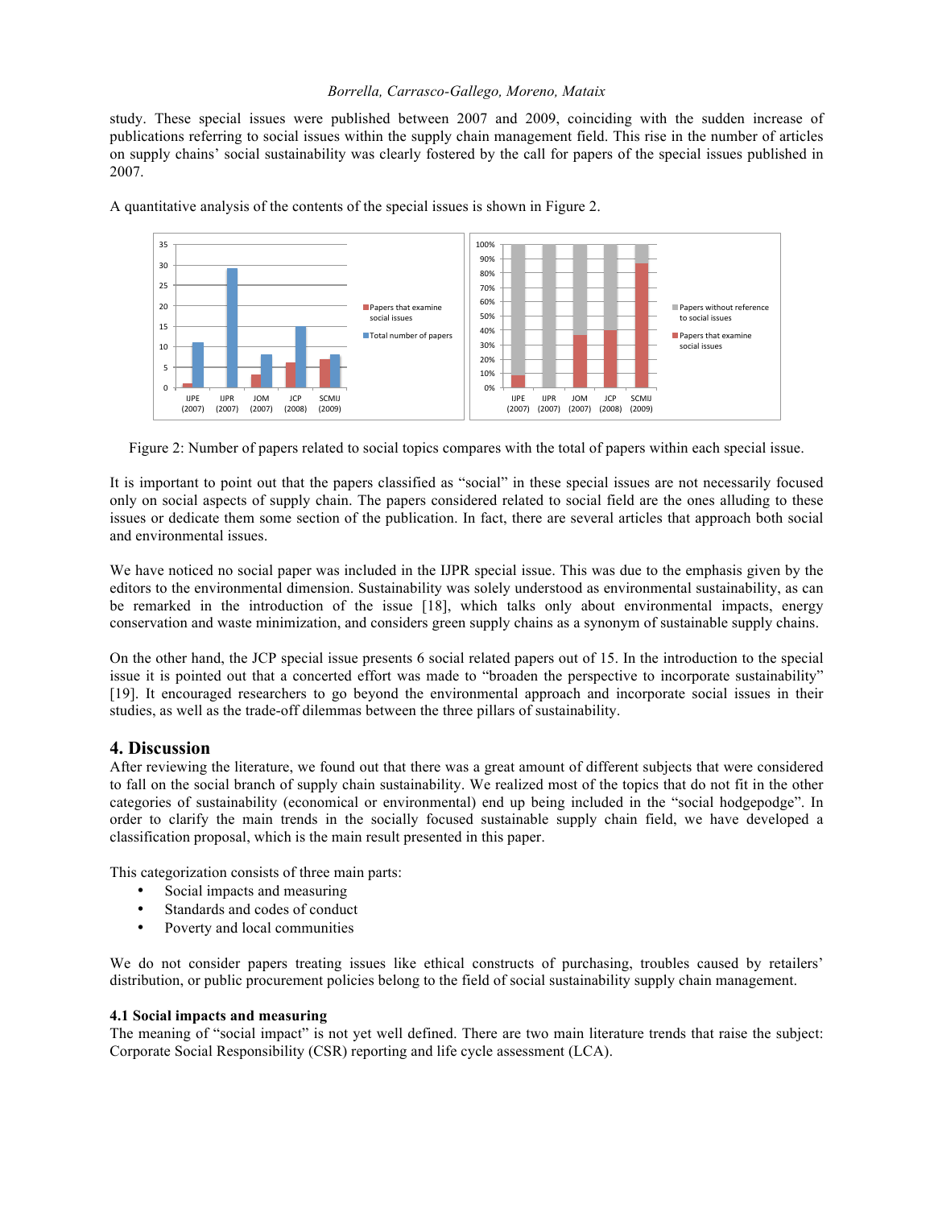study. These special issues were published between 2007 and 2009, coinciding with the sudden increase of publications referring to social issues within the supply chain management field. This rise in the number of articles on supply chains' social sustainability was clearly fostered by the call for papers of the special issues published in 2007.

A quantitative analysis of the contents of the special issues is shown in Figure 2.

Figure 2: Number of papers related to social topics compares with the total of papers within each special issue.

It is important to point out that the papers classified as "social" in these special issues are not necessarily focused only on social aspects of supply chain. The papers considered related to social field are the ones alluding to these issues or dedicate them some section of the publication. In fact, there are several articles that approach both social and environmental issues.

We have noticed no social paper was included in the IJPR special issue. This was due to the emphasis given by the editors to the environmental dimension. Sustainability was solely understood as environmental sustainability, as can be remarked in the introduction of the issue [18], which talks only about environmental impacts, energy conservation and waste minimization, and considers green supply chains as a synonym of sustainable supply chains.

On the other hand, the JCP special issue presents 6 social related papers out of 15. In the introduction to the special issue it is pointed out that a concerted effort was made to "broaden the perspective to incorporate sustainability" [19]. It encouraged researchers to go beyond the environmental approach and incorporate social issues in their studies, as well as the trade-off dilemmas between the three pillars of sustainability.

## 4. Discussion

After reviewing the literature, we found out that there was a great amount of different subjects that were considered to fall on the social branch of supply chain sustainability. We realized most of the topics that do not fit in the other categories of sustainability (economical or environmental) end up being included in the "social hodgepodge". In order to clarify the main trends in the socially focused sustainable supply chain field, we have developed a classification proposal, which is the main result presented in this paper.

This categorization consists of three main parts:

- Social impacts and measuring
- Standards and codes of conduct
- Poverty and local communities

We do not consider papers treating issues like ethical constructs of purchasing, troubles caused by retailers' distribution, or public procurement policies belong to the field of social sustainability supply chain management.

### 4.1 Social impacts and measuring

The meaning of "social impact" is not yet well defined. There are two main literature trends that raise the subject: Corporate Social Responsibility (CSR) reporting and life cycle assessment (LCA).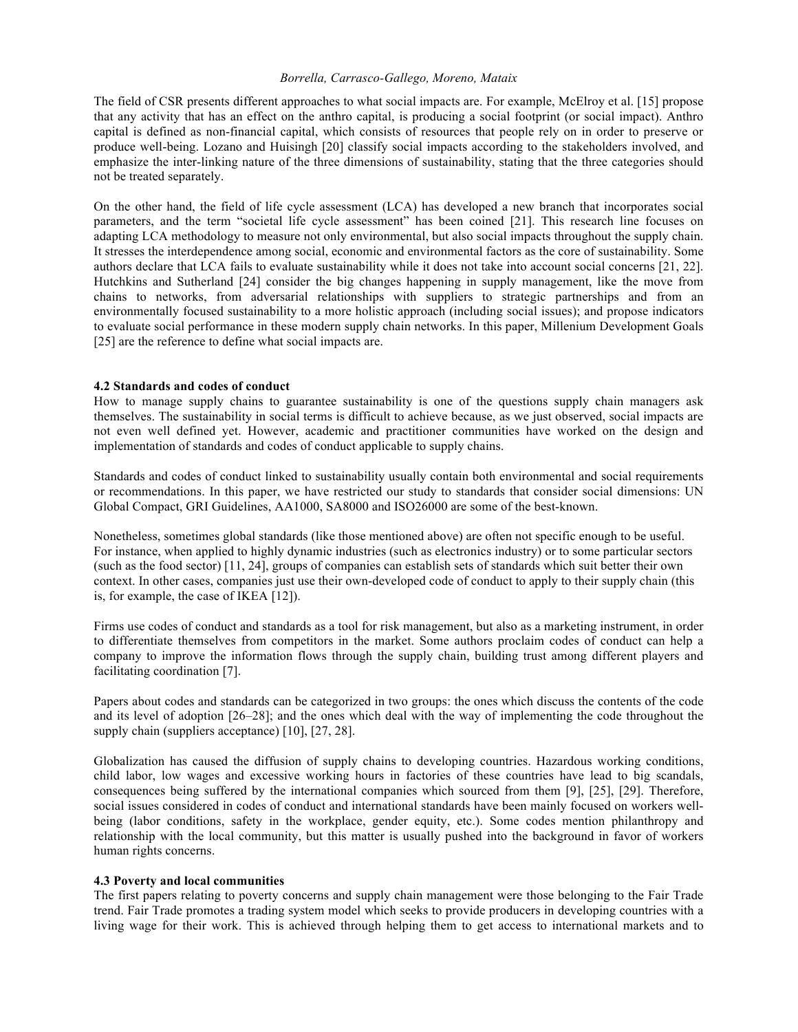The field of CSR presents different approaches to what social impacts are. For example, McElroy et al. [15] propose that any activity that has an effect on the anthro capital, is producing a social footprint (or social impact). Anthro capital is defined as non-financial capital, which consists of resources that people rely on in order to preserve or produce well-being. Lozano and Huisingh [20] classify social impacts according to the stakeholders involved, and emphasize the inter-linking nature of the three dimensions of sustainability, stating that the three categories should not be treated separately.

On the other hand, the field of life cycle assessment (LCA) has developed a new branch that incorporates social parameters, and the term "societal life cycle assessment" has been coined [21]. This research line focuses on adapting LCA methodology to measure not only environmental, but also social impacts throughout the supply chain. It stresses the interdependence among social, economic and environmental factors as the core of sustainability. Some authors declare that LCA fails to evaluate sustainability while it does not take into account social concerns [21, 22]. Hutchkins and Sutherland [24] consider the big changes happening in supply management, like the move from chains to networks, from adversarial relationships with suppliers to strategic partnerships and from an environmentally focused sustainability to a more holistic approach (including social issues); and propose indicators to evaluate social performance in these modern supply chain networks. In this paper, Millenium Development Goals [25] are the reference to define what social impacts are.

**4.2 Standards and codes of conduct**

How to manage supply chains to guarantee sustainability is one of the questions supply chain managers ask themselves. The sustainability in social terms is difficult to achieve because, as we just observed, social impacts are not even well defined yet. However, academic and practitioner communities have worked on the design and implementation of standards and codes of conduct applicable to supply chains.

Standards and codes of conduct linked to sustainability usually contain both environmental and social requirements or recommendations. In this paper, we have restricted our study to standards that consider social dimensions: UN Global Compact, GRI Guidelines, AA1000, SA8000 and ISO26000 are some of the best-known.

Nonetheless, sometimes global standards (like those mentioned above) are often not specific enough to be useful. For instance, when applied to highly dynamic industries (such as electronics industry) or to some particular sectors (such as the food sector) [11, 24], groups of companies can establish sets of standards which suit better their own context. In other cases, companies just use their own-developed code of conduct to apply to their supply chain (this is, for example, the case of IKEA [12]).

Firms use codes of conduct and standards as a tool for risk management, but also as a marketing instrument, in order to differentiate themselves from competitors in the market. Some authors proclaim codes of conduct can help a company to improve the information flows through the supply chain, building trust among different players and facilitating coordination [7].

Papers about codes and standards can be categorized in two groups: the ones which discuss the contents of the code and its level of adoption [26–28]; and the ones which deal with the way of implementing the code throughout the supply chain (suppliers acceptance) [10], [27, 28].

Globalization has caused the diffusion of supply chains to developing countries. Hazardous working conditions, child labor, low wages and excessive working hours in factories of these countries have lead to big scandals, consequences being suffered by the international companies which sourced from them [9], [25], [29]. Therefore, social issues considered in codes of conduct and international standards have been mainly focused on workers well-being (labor conditions, safety in the workplace, gender equity, etc.). Some codes mention philanthropy and relationship with the local community, but this matter is usually pushed into the background in favor of workers human rights concerns.

**4.3 Poverty and local communities**

The first papers relating to poverty concerns and supply chain management were those belonging to the Fair Trade trend. Fair Trade promotes a trading system model which seeks to provide producers in developing countries with a living wage for their work. This is achieved through helping them to get access to international markets and to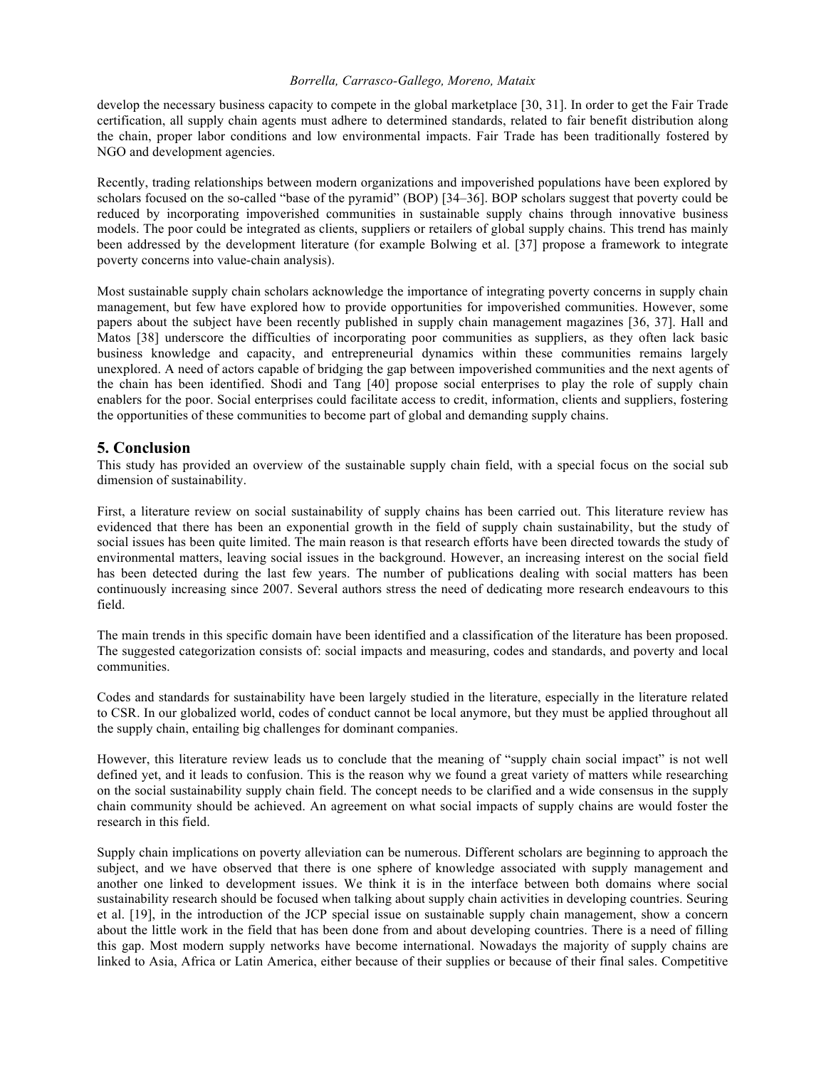develop the necessary business capacity to compete in the global marketplace [30, 31]. In order to get the Fair Trade certification, all supply chain agents must adhere to determined standards, related to fair benefit distribution along the chain, proper labor conditions and low environmental impacts. Fair Trade has been traditionally fostered by NGO and development agencies.

Recently, trading relationships between modern organizations and impoverished populations have been explored by scholars focused on the so-called "base of the pyramid" (BOP) [34–36]. BOP scholars suggest that poverty could be reduced by incorporating impoverished communities in sustainable supply chains through innovative business models. The poor could be integrated as clients, suppliers or retailers of global supply chains. This trend has mainly been addressed by the development literature (for example Bolwing et al. [37] propose a framework to integrate poverty concerns into value-chain analysis).

Most sustainable supply chain scholars acknowledge the importance of integrating poverty concerns in supply chain management, but few have explored how to provide opportunities for impoverished communities. However, some papers about the subject have been recently published in supply chain management magazines [36, 37]. Hall and Matos [38] underscore the difficulties of incorporating poor communities as suppliers, as they often lack basic business knowledge and capacity, and entrepreneurial dynamics within these communities remains largely unexplored. A need of actors capable of bridging the gap between impoverished communities and the next agents of the chain has been identified. Shodi and Tang [40] propose social enterprises to play the role of supply chain enablers for the poor. Social enterprises could facilitate access to credit, information, clients and suppliers, fostering the opportunities of these communities to become part of global and demanding supply chains.

## 5. Conclusion

This study has provided an overview of the sustainable supply chain field, with a special focus on the social sub dimension of sustainability.

First, a literature review on social sustainability of supply chains has been carried out. This literature review has evidenced that there has been an exponential growth in the field of supply chain sustainability, but the study of social issues has been quite limited. The main reason is that research efforts have been directed towards the study of environmental matters, leaving social issues in the background. However, an increasing interest on the social field has been detected during the last few years. The number of publications dealing with social matters has been continuously increasing since 2007. Several authors stress the need of dedicating more research endeavours to this field.

The main trends in this specific domain have been identified and a classification of the literature has been proposed. The suggested categorization consists of: social impacts and measuring, codes and standards, and poverty and local communities.

Codes and standards for sustainability have been largely studied in the literature, especially in the literature related to CSR. In our globalized world, codes of conduct cannot be local anymore, but they must be applied throughout all the supply chain, entailing big challenges for dominant companies.

However, this literature review leads us to conclude that the meaning of "supply chain social impact" is not well defined yet, and it leads to confusion. This is the reason why we found a great variety of matters while researching on the social sustainability supply chain field. The concept needs to be clarified and a wide consensus in the supply chain community should be achieved. An agreement on what social impacts of supply chains are would foster the research in this field.

Supply chain implications on poverty alleviation can be numerous. Different scholars are beginning to approach the subject, and we have observed that there is one sphere of knowledge associated with supply management and another one linked to development issues. We think it is in the interface between both domains where social sustainability research should be focused when talking about supply chain activities in developing countries. Seuring et al. [19], in the introduction of the JCP special issue on sustainable supply chain management, show a concern about the little work in the field that has been done from and about developing countries. There is a need of filling this gap. Most modern supply networks have become international. Nowadays the majority of supply chains are linked to Asia, Africa or Latin America, either because of their supplies or because of their final sales. Competitive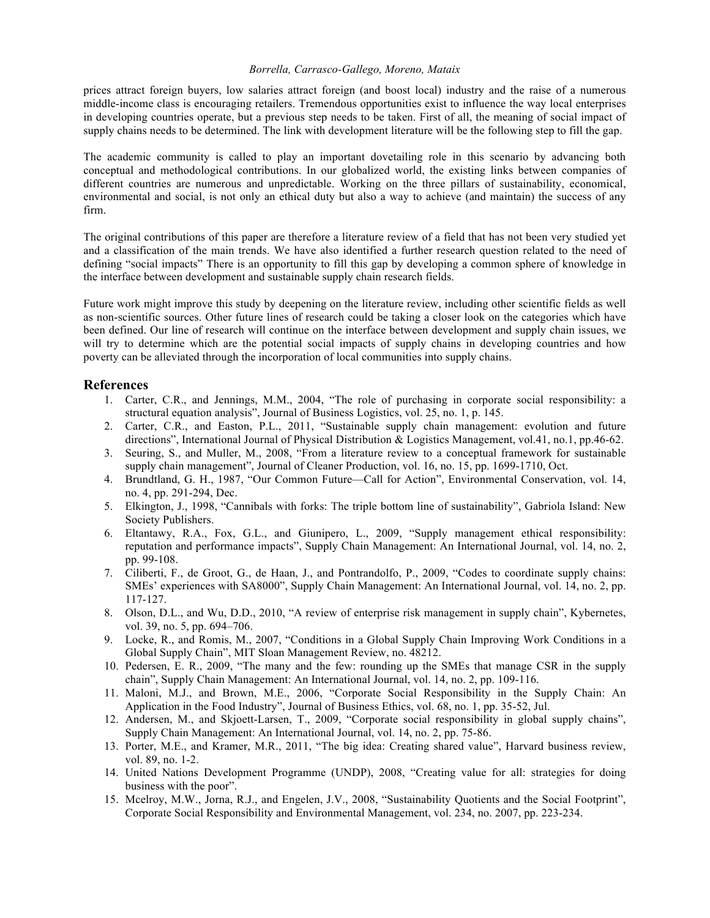prices attract foreign buyers, low salaries attract foreign (and boost local) industry and the raise of a numerous middle-income class is encouraging retailers. Tremendous opportunities exist to influence the way local enterprises in developing countries operate, but a previous step needs to be taken. First of all, the meaning of social impact of supply chains needs to be determined. The link with development literature will be the following step to fill the gap.

The academic community is called to play an important dovetailing role in this scenario by advancing both conceptual and methodological contributions. In our globalized world, the existing links between companies of different countries are numerous and unpredictable. Working on the three pillars of sustainability, economical, environmental and social, is not only an ethical duty but also a way to achieve (and maintain) the success of any firm.

The original contributions of this paper are therefore a literature review of a field that has not been very studied yet and a classification of the main trends. We have also identified a further research question related to the need of defining "social impacts" There is an opportunity to fill this gap by developing a common sphere of knowledge in the interface between development and sustainable supply chain research fields.

Future work might improve this study by deepening on the literature review, including other scientific fields as well as non-scientific sources. Other future lines of research could be taking a closer look on the categories which have been defined. Our line of research will continue on the interface between development and supply chain issues, we will try to determine which are the potential social impacts of supply chains in developing countries and how poverty can be alleviated through the incorporation of local communities into supply chains.

## References

1. Carter, C.R., and Jennings, M.M., 2004, "The role of purchasing in corporate social responsibility: a structural equation analysis", Journal of Business Logistics, vol. 25, no. 1, p. 145.
2. Carter, C.R., and Easton, P.L., 2011, "Sustainable supply chain management: evolution and future directions", International Journal of Physical Distribution & Logistics Management, vol.41, no.1, pp.46-62.
3. Seuring, S., and Muller, M., 2008, "From a literature review to a conceptual framework for sustainable supply chain management", Journal of Cleaner Production, vol. 16, no. 15, pp. 1699-1710, Oct.
4. Brundtland, G. H., 1987, "Our Common Future—Call for Action", Environmental Conservation, vol. 14, no. 4, pp. 291-294, Dec.
5. Elkington, J., 1998, "Cannibals with forks: The triple bottom line of sustainability", Gabriola Island: New Society Publishers.
6. Eltantawy, R.A., Fox, G.L., and Giunipero, L., 2009, "Supply management ethical responsibility: reputation and performance impacts", Supply Chain Management: An International Journal, vol. 14, no. 2, pp. 99-108.
7. Ciliberti, F., de Groot, G., de Haan, J., and Pontrandolfo, P., 2009, "Codes to coordinate supply chains: SMEs' experiences with SA8000", Supply Chain Management: An International Journal, vol. 14, no. 2, pp. 117-127.
8. Olson, D.L., and Wu, D.D., 2010, "A review of enterprise risk management in supply chain", Kybernetes, vol. 39, no. 5, pp. 694–706.
9. Locke, R., and Romis, M., 2007, "Conditions in a Global Supply Chain Improving Work Conditions in a Global Supply Chain", MIT Sloan Management Review, no. 48212.
10. Pedersen, E. R., 2009, "The many and the few: rounding up the SMEs that manage CSR in the supply chain", Supply Chain Management: An International Journal, vol. 14, no. 2, pp. 109-116.
11. Maloni, M.J., and Brown, M.E., 2006, "Corporate Social Responsibility in the Supply Chain: An Application in the Food Industry", Journal of Business Ethics, vol. 68, no. 1, pp. 35-52, Jul.
12. Andersen, M., and Skjoett-Larsen, T., 2009, "Corporate social responsibility in global supply chains", Supply Chain Management: An International Journal, vol. 14, no. 2, pp. 75-86.
13. Porter, M.E., and Kramer, M.R., 2011, "The big idea: Creating shared value", Harvard business review, vol. 89, no. 1-2.
14. United Nations Development Programme (UNDP), 2008, "Creating value for all: strategies for doing business with the poor".
15. Mcelroy, M.W., Jorna, R.J., and Engelen, J.V., 2008, "Sustainability Quotients and the Social Footprint", Corporate Social Responsibility and Environmental Management, vol. 234, no. 2007, pp. 223-234.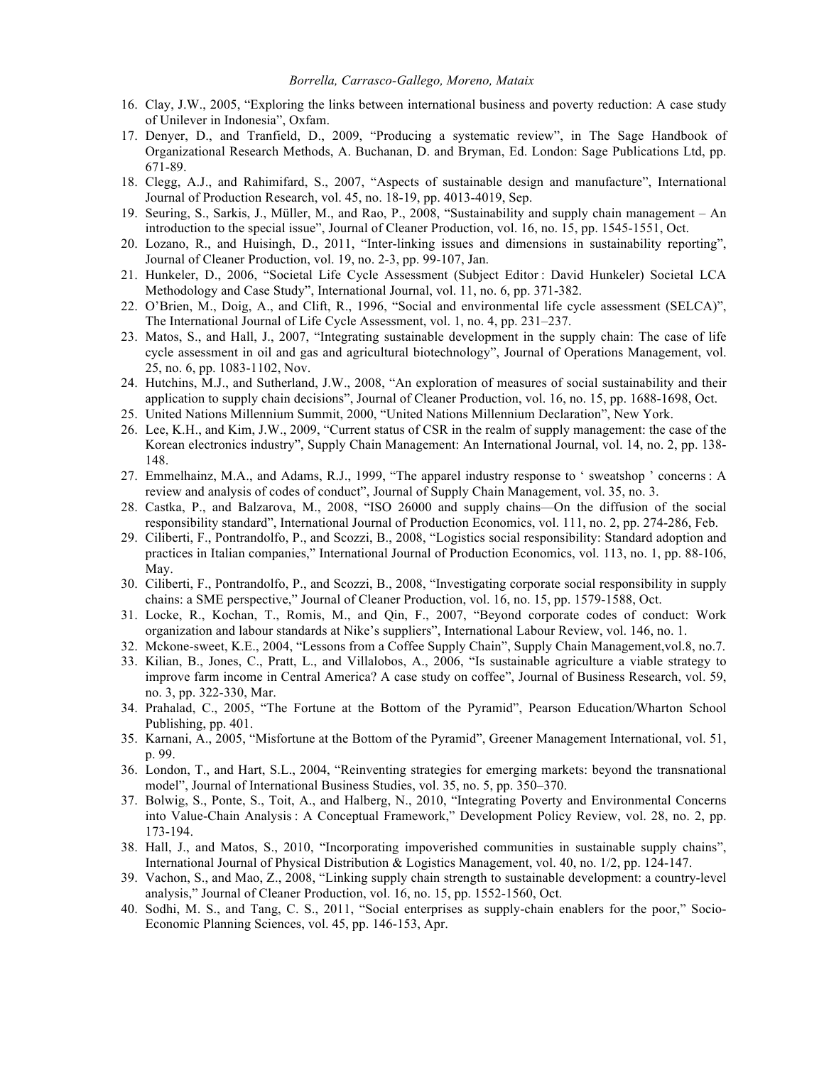16. Clay, J.W., 2005, "Exploring the links between international business and poverty reduction: A case study of Unilever in Indonesia", Oxfam.
17. Denyer, D., and Tranfield, D., 2009, "Producing a systematic review", in The Sage Handbook of Organizational Research Methods, A. Buchanan, D. and Bryman, Ed. London: Sage Publications Ltd, pp. 671-89.
18. Clegg, A.J., and Rahimifard, S., 2007, "Aspects of sustainable design and manufacture", International Journal of Production Research, vol. 45, no. 18-19, pp. 4013-4019, Sep.
19. Seuring, S., Sarkis, J., Müller, M., and Rao, P., 2008, "Sustainability and supply chain management – An introduction to the special issue", Journal of Cleaner Production, vol. 16, no. 15, pp. 1545-1551, Oct.
20. Lozano, R., and Huisingh, D., 2011, "Inter-linking issues and dimensions in sustainability reporting", Journal of Cleaner Production, vol. 19, no. 2-3, pp. 99-107, Jan.
21. Hunkeler, D., 2006, "Societal Life Cycle Assessment (Subject Editor : David Hunkeler) Societal LCA Methodology and Case Study", International Journal, vol. 11, no. 6, pp. 371-382.
22. O'Brien, M., Doig, A., and Clift, R., 1996, "Social and environmental life cycle assessment (SELCA)", The International Journal of Life Cycle Assessment, vol. 1, no. 4, pp. 231–237.
23. Matos, S., and Hall, J., 2007, "Integrating sustainable development in the supply chain: The case of life cycle assessment in oil and gas and agricultural biotechnology", Journal of Operations Management, vol. 25, no. 6, pp. 1083-1102, Nov.
24. Hutchins, M.J., and Sutherland, J.W., 2008, "An exploration of measures of social sustainability and their application to supply chain decisions", Journal of Cleaner Production, vol. 16, no. 15, pp. 1688-1698, Oct.
25. United Nations Millennium Summit, 2000, "United Nations Millennium Declaration", New York.
26. Lee, K.H., and Kim, J.W., 2009, "Current status of CSR in the realm of supply management: the case of the Korean electronics industry", Supply Chain Management: An International Journal, vol. 14, no. 2, pp. 138-148.
27. Emmelhainz, M.A., and Adams, R.J., 1999, "The apparel industry response to ' sweatshop ' concerns : A review and analysis of codes of conduct", Journal of Supply Chain Management, vol. 35, no. 3.
28. Castka, P., and Balzarova, M., 2008, "ISO 26000 and supply chains—On the diffusion of the social responsibility standard", International Journal of Production Economics, vol. 111, no. 2, pp. 274-286, Feb.
29. Ciliberti, F., Pontrandolfo, P., and Scozzi, B., 2008, "Logistics social responsibility: Standard adoption and practices in Italian companies," International Journal of Production Economics, vol. 113, no. 1, pp. 88-106, May.
30. Ciliberti, F., Pontrandolfo, P., and Scozzi, B., 2008, "Investigating corporate social responsibility in supply chains: a SME perspective," Journal of Cleaner Production, vol. 16, no. 15, pp. 1579-1588, Oct.
31. Locke, R., Kochan, T., Romis, M., and Qin, F., 2007, "Beyond corporate codes of conduct: Work organization and labour standards at Nike's suppliers", International Labour Review, vol. 146, no. 1.
32. Mckone-sweet, K.E., 2004, "Lessons from a Coffee Supply Chain", Supply Chain Management,vol.8, no.7.
33. Kilian, B., Jones, C., Pratt, L., and Villalobos, A., 2006, "Is sustainable agriculture a viable strategy to improve farm income in Central America? A case study on coffee", Journal of Business Research, vol. 59, no. 3, pp. 322-330, Mar.
34. Prahalad, C., 2005, "The Fortune at the Bottom of the Pyramid", Pearson Education/Wharton School Publishing, pp. 401.
35. Karnani, A., 2005, "Misfortune at the Bottom of the Pyramid", Greener Management International, vol. 51, p. 99.
36. London, T., and Hart, S.L., 2004, "Reinventing strategies for emerging markets: beyond the transnational model", Journal of International Business Studies, vol. 35, no. 5, pp. 350–370.
37. Bolwig, S., Ponte, S., Toit, A., and Halberg, N., 2010, "Integrating Poverty and Environmental Concerns into Value-Chain Analysis : A Conceptual Framework," Development Policy Review, vol. 28, no. 2, pp. 173-194.
38. Hall, J., and Matos, S., 2010, "Incorporating impoverished communities in sustainable supply chains", International Journal of Physical Distribution & Logistics Management, vol. 40, no. 1/2, pp. 124-147.
39. Vachon, S., and Mao, Z., 2008, "Linking supply chain strength to sustainable development: a country-level analysis," Journal of Cleaner Production, vol. 16, no. 15, pp. 1552-1560, Oct.
40. Sodhi, M. S., and Tang, C. S., 2011, "Social enterprises as supply-chain enablers for the poor," Socio-Economic Planning Sciences, vol. 45, pp. 146-153, Apr.